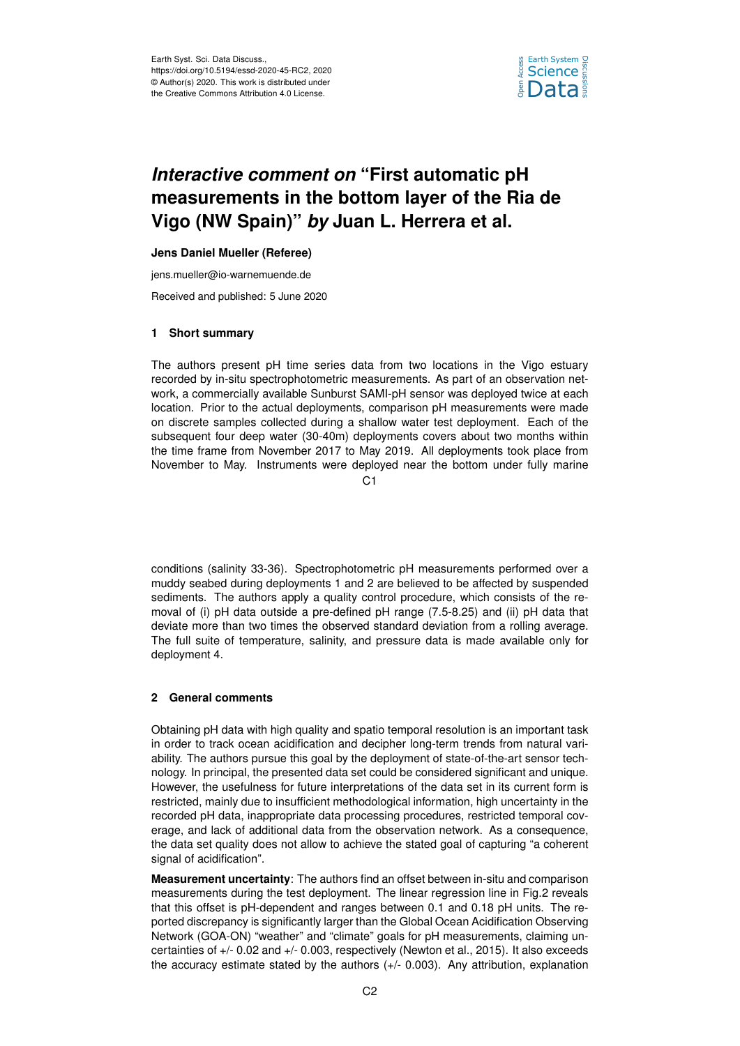Earth Syst. Sci. Data Discuss.,
https://doi.org/10.5194/essd-2020-45-RC2, 2020
© Author(s) 2020. This work is distributed under
the Creative Commons Attribution 4.0 License.

# *Interactive comment on* "First automatic pH measurements in the bottom layer of the Ria de Vigo (NW Spain)" *by* Juan L. Herrera et al.

**Jens Daniel Mueller (Referee)**

jens.mueller@io-warnemuende.de

Received and published: 5 June 2020

## 1 Short summary

The authors present pH time series data from two locations in the Vigo estuary recorded by in-situ spectrophotometric measurements. As part of an observation network, a commercially available Sunburst SAMI-pH sensor was deployed twice at each location. Prior to the actual deployments, comparison pH measurements were made on discrete samples collected during a shallow water test deployment. Each of the subsequent four deep water (30-40m) deployments covers about two months within the time frame from November 2017 to May 2019. All deployments took place from November to May. Instruments were deployed near the bottom under fully marine conditions (salinity 33-36). Spectrophotometric pH measurements performed over a muddy seabed during deployments 1 and 2 are believed to be affected by suspended sediments. The authors apply a quality control procedure, which consists of the removal of (i) pH data outside a pre-defined pH range (7.5-8.25) and (ii) pH data that deviate more than two times the observed standard deviation from a rolling average. The full suite of temperature, salinity, and pressure data is made available only for deployment 4.

## 2 General comments

Obtaining pH data with high quality and spatio temporal resolution is an important task in order to track ocean acidification and decipher long-term trends from natural variability. The authors pursue this goal by the deployment of state-of-the-art sensor technology. In principal, the presented data set could be considered significant and unique. However, the usefulness for future interpretations of the data set in its current form is restricted, mainly due to insufficient methodological information, high uncertainty in the recorded pH data, inappropriate data processing procedures, restricted temporal coverage, and lack of additional data from the observation network. As a consequence, the data set quality does not allow to achieve the stated goal of capturing "a coherent signal of acidification".

**Measurement uncertainty**: The authors find an offset between in-situ and comparison measurements during the test deployment. The linear regression line in Fig.2 reveals that this offset is pH-dependent and ranges between 0.1 and 0.18 pH units. The reported discrepancy is significantly larger than the Global Ocean Acidification Observing Network (GOA-ON) "weather" and "climate" goals for pH measurements, claiming uncertainties of +/- 0.02 and +/- 0.003, respectively (Newton et al., 2015). It also exceeds the accuracy estimate stated by the authors (+/- 0.003). Any attribution, explanation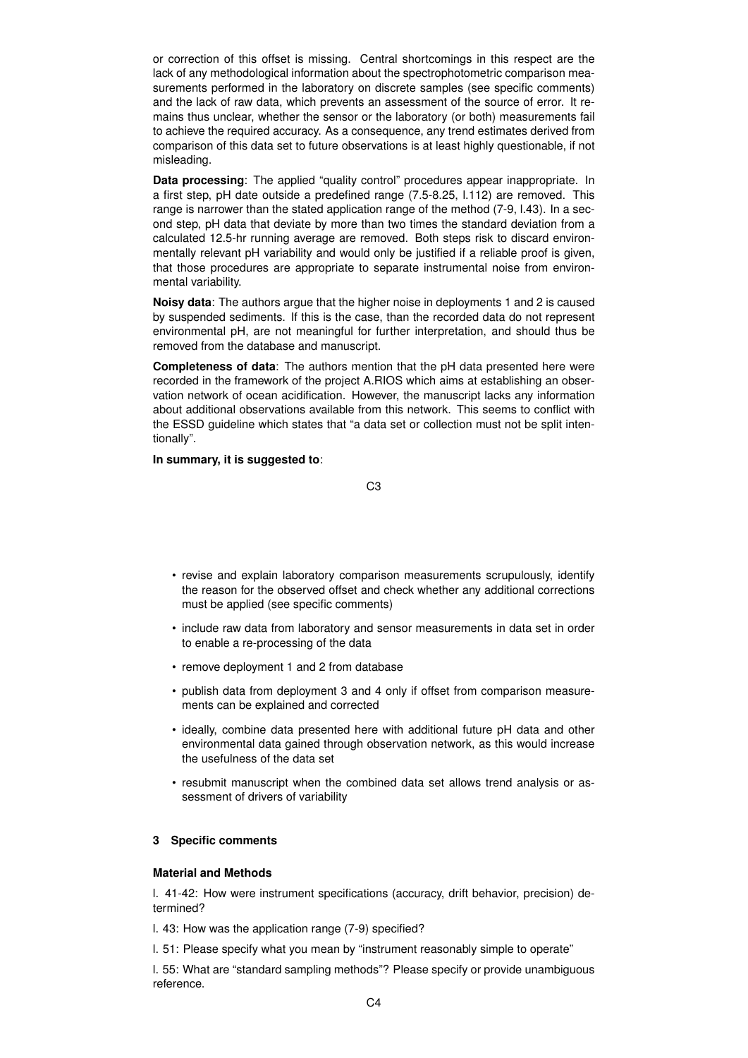or correction of this offset is missing. Central shortcomings in this respect are the lack of any methodological information about the spectrophotometric comparison measurements performed in the laboratory on discrete samples (see specific comments) and the lack of raw data, which prevents an assessment of the source of error. It remains thus unclear, whether the sensor or the laboratory (or both) measurements fail to achieve the required accuracy. As a consequence, any trend estimates derived from comparison of this data set to future observations is at least highly questionable, if not misleading.

**Data processing**: The applied "quality control" procedures appear inappropriate. In a first step, pH date outside a predefined range (7.5-8.25, l.112) are removed. This range is narrower than the stated application range of the method (7-9, l.43). In a second step, pH data that deviate by more than two times the standard deviation from a calculated 12.5-hr running average are removed. Both steps risk to discard environmentally relevant pH variability and would only be justified if a reliable proof is given, that those procedures are appropriate to separate instrumental noise from environmental variability.

**Noisy data**: The authors argue that the higher noise in deployments 1 and 2 is caused by suspended sediments. If this is the case, than the recorded data do not represent environmental pH, are not meaningful for further interpretation, and should thus be removed from the database and manuscript.

**Completeness of data**: The authors mention that the pH data presented here were recorded in the framework of the project A.RIOS which aims at establishing an observation network of ocean acidification. However, the manuscript lacks any information about additional observations available from this network. This seems to conflict with the ESSD guideline which states that "a data set or collection must not be split intentionally".

**In summary, it is suggested to**:

- revise and explain laboratory comparison measurements scrupulously, identify the reason for the observed offset and check whether any additional corrections must be applied (see specific comments)
- include raw data from laboratory and sensor measurements in data set in order to enable a re-processing of the data
- remove deployment 1 and 2 from database
- publish data from deployment 3 and 4 only if offset from comparison measurements can be explained and corrected
- ideally, combine data presented here with additional future pH data and other environmental data gained through observation network, as this would increase the usefulness of the data set
- resubmit manuscript when the combined data set allows trend analysis or assessment of drivers of variability

## 3 Specific comments

**Material and Methods**

l. 41-42: How were instrument specifications (accuracy, drift behavior, precision) determined?

l. 43: How was the application range (7-9) specified?

l. 51: Please specify what you mean by "instrument reasonably simple to operate"

l. 55: What are "standard sampling methods"? Please specify or provide unambiguous reference.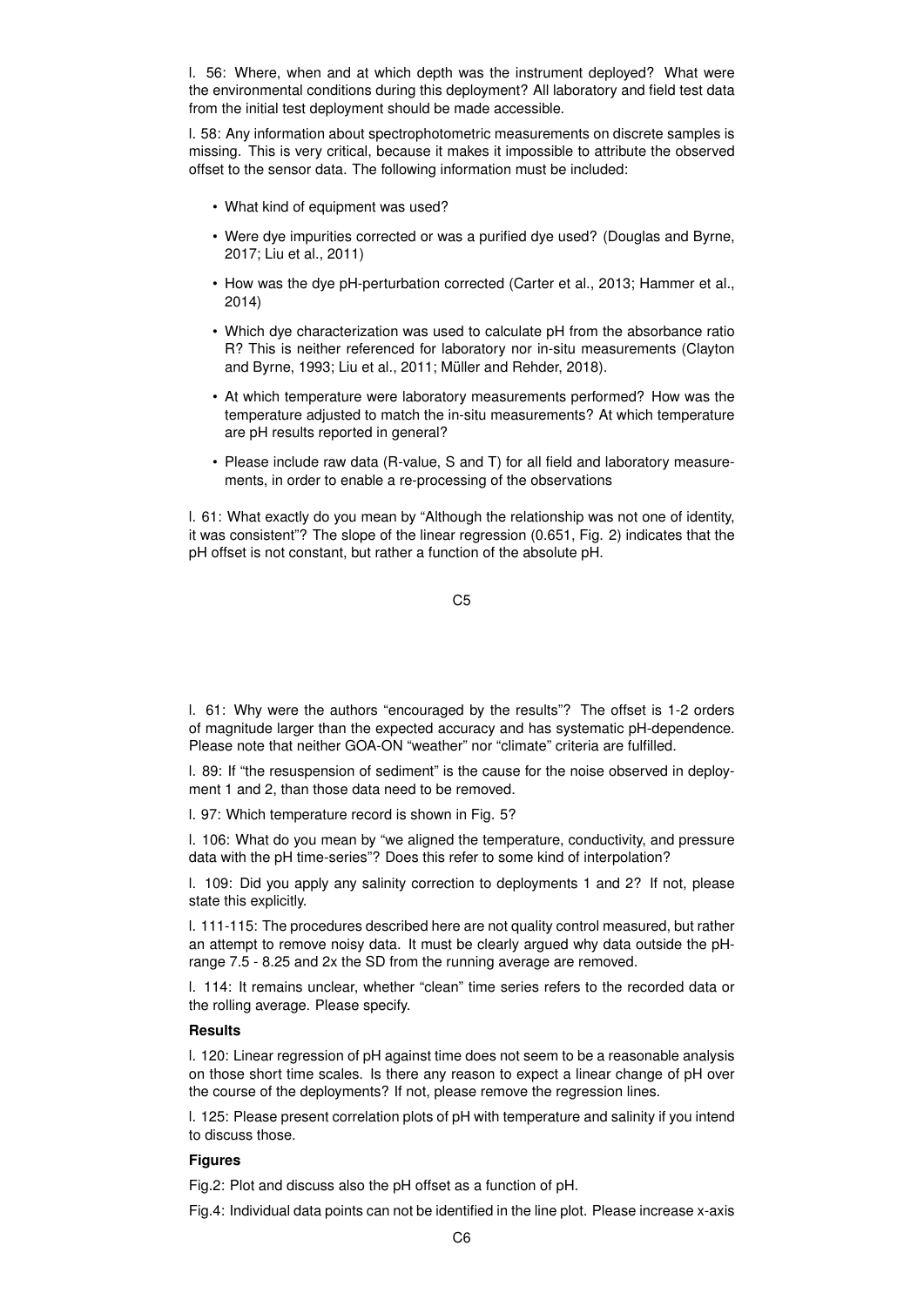l. 56: Where, when and at which depth was the instrument deployed? What were the environmental conditions during this deployment? All laboratory and field test data from the initial test deployment should be made accessible.

l. 58: Any information about spectrophotometric measurements on discrete samples is missing. This is very critical, because it makes it impossible to attribute the observed offset to the sensor data. The following information must be included:

- What kind of equipment was used?
- Were dye impurities corrected or was a purified dye used? (Douglas and Byrne, 2017; Liu et al., 2011)
- How was the dye pH-perturbation corrected (Carter et al., 2013; Hammer et al., 2014)
- Which dye characterization was used to calculate pH from the absorbance ratio R? This is neither referenced for laboratory nor in-situ measurements (Clayton and Byrne, 1993; Liu et al., 2011; Müller and Rehder, 2018).
- At which temperature were laboratory measurements performed? How was the temperature adjusted to match the in-situ measurements? At which temperature are pH results reported in general?
- Please include raw data (R-value, S and T) for all field and laboratory measurements, in order to enable a re-processing of the observations

l. 61: What exactly do you mean by "Although the relationship was not one of identity, it was consistent"? The slope of the linear regression (0.651, Fig. 2) indicates that the pH offset is not constant, but rather a function of the absolute pH.

l. 61: Why were the authors "encouraged by the results"? The offset is 1-2 orders of magnitude larger than the expected accuracy and has systematic pH-dependence. Please note that neither GOA-ON "weather" nor "climate" criteria are fulfilled.

l. 89: If "the resuspension of sediment" is the cause for the noise observed in deployment 1 and 2, than those data need to be removed.

l. 97: Which temperature record is shown in Fig. 5?

l. 106: What do you mean by "we aligned the temperature, conductivity, and pressure data with the pH time-series"? Does this refer to some kind of interpolation?

l. 109: Did you apply any salinity correction to deployments 1 and 2? If not, please state this explicitly.

l. 111-115: The procedures described here are not quality control measured, but rather an attempt to remove noisy data. It must be clearly argued why data outside the pH-range 7.5 - 8.25 and 2x the SD from the running average are removed.

l. 114: It remains unclear, whether "clean" time series refers to the recorded data or the rolling average. Please specify.

**Results**

l. 120: Linear regression of pH against time does not seem to be a reasonable analysis on those short time scales. Is there any reason to expect a linear change of pH over the course of the deployments? If not, please remove the regression lines.

l. 125: Please present correlation plots of pH with temperature and salinity if you intend to discuss those.

**Figures**

Fig.2: Plot and discuss also the pH offset as a function of pH.

Fig.4: Individual data points can not be identified in the line plot. Please increase x-axis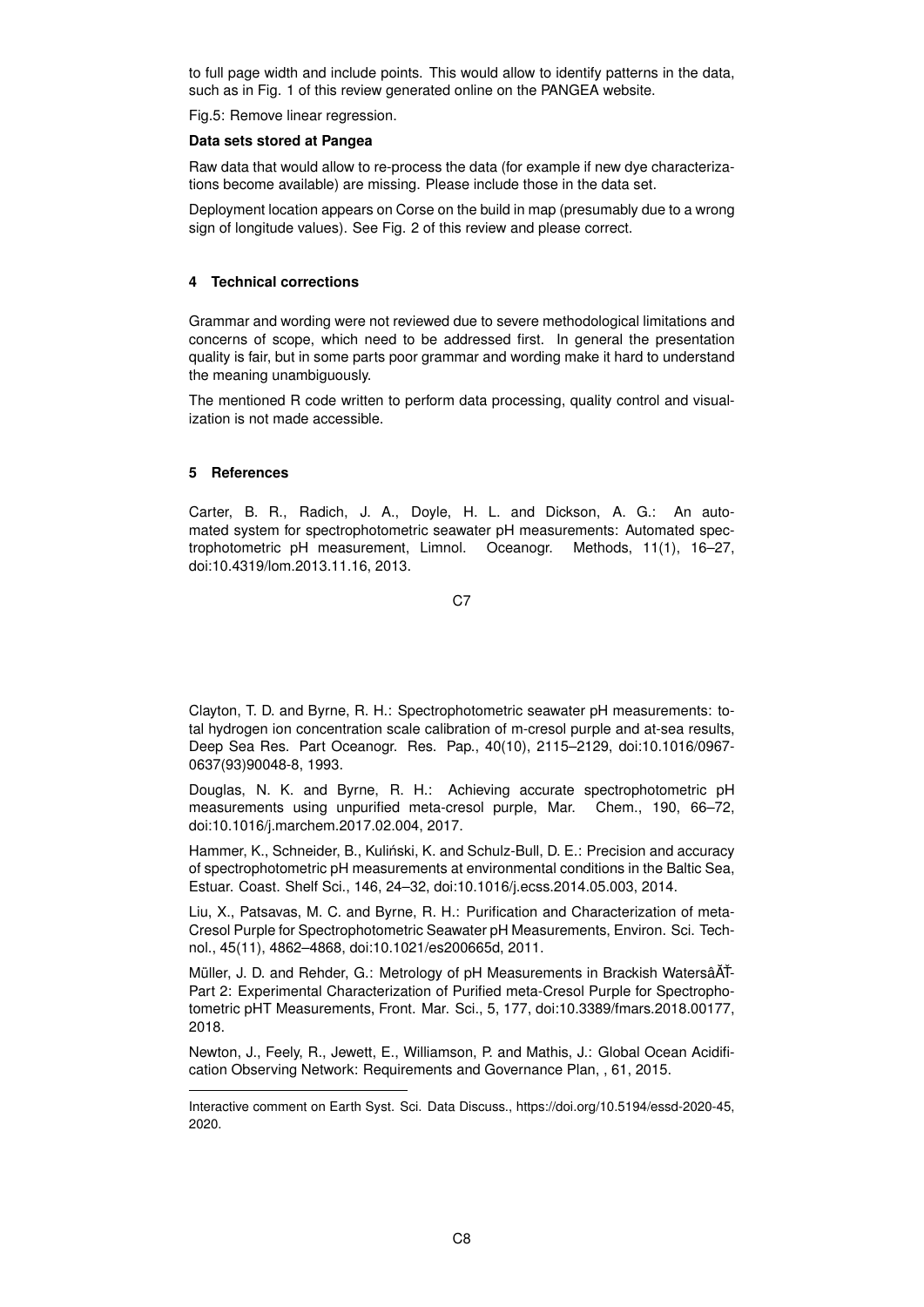to full page width and include points. This would allow to identify patterns in the data, such as in Fig. 1 of this review generated online on the PANGEA website.

Fig.5: Remove linear regression.

**Data sets stored at Pangea**

Raw data that would allow to re-process the data (for example if new dye characterizations become available) are missing. Please include those in the data set.

Deployment location appears on Corse on the build in map (presumably due to a wrong sign of longitude values). See Fig. 2 of this review and please correct.

## 4 Technical corrections

Grammar and wording were not reviewed due to severe methodological limitations and concerns of scope, which need to be addressed first. In general the presentation quality is fair, but in some parts poor grammar and wording make it hard to understand the meaning unambiguously.

The mentioned R code written to perform data processing, quality control and visualization is not made accessible.

## 5 References

Carter, B. R., Radich, J. A., Doyle, H. L. and Dickson, A. G.: An automated system for spectrophotometric seawater pH measurements: Automated spectrophotometric pH measurement, Limnol. Oceanogr. Methods, 11(1), 16–27, doi:10.4319/lom.2013.11.16, 2013.

Clayton, T. D. and Byrne, R. H.: Spectrophotometric seawater pH measurements: total hydrogen ion concentration scale calibration of m-cresol purple and at-sea results, Deep Sea Res. Part Oceanogr. Res. Pap., 40(10), 2115–2129, doi:10.1016/0967-0637(93)90048-8, 1993.

Douglas, N. K. and Byrne, R. H.: Achieving accurate spectrophotometric pH measurements using unpurified meta-cresol purple, Mar. Chem., 190, 66–72, doi:10.1016/j.marchem.2017.02.004, 2017.

Hammer, K., Schneider, B., Kuliński, K. and Schulz-Bull, D. E.: Precision and accuracy of spectrophotometric pH measurements at environmental conditions in the Baltic Sea, Estuar. Coast. Shelf Sci., 146, 24–32, doi:10.1016/j.ecss.2014.05.003, 2014.

Liu, X., Patsavas, M. C. and Byrne, R. H.: Purification and Characterization of meta-Cresol Purple for Spectrophotometric Seawater pH Measurements, Environ. Sci. Technol., 45(11), 4862–4868, doi:10.1021/es200665d, 2011.

Müller, J. D. and Rehder, G.: Metrology of pH Measurements in Brackish WatersâĂŤ-Part 2: Experimental Characterization of Purified meta-Cresol Purple for Spectrophotometric pHT Measurements, Front. Mar. Sci., 5, 177, doi:10.3389/fmars.2018.00177, 2018.

Newton, J., Feely, R., Jewett, E., Williamson, P. and Mathis, J.: Global Ocean Acidification Observing Network: Requirements and Governance Plan, , 61, 2015.

Interactive comment on Earth Syst. Sci. Data Discuss., https://doi.org/10.5194/essd-2020-45, 2020.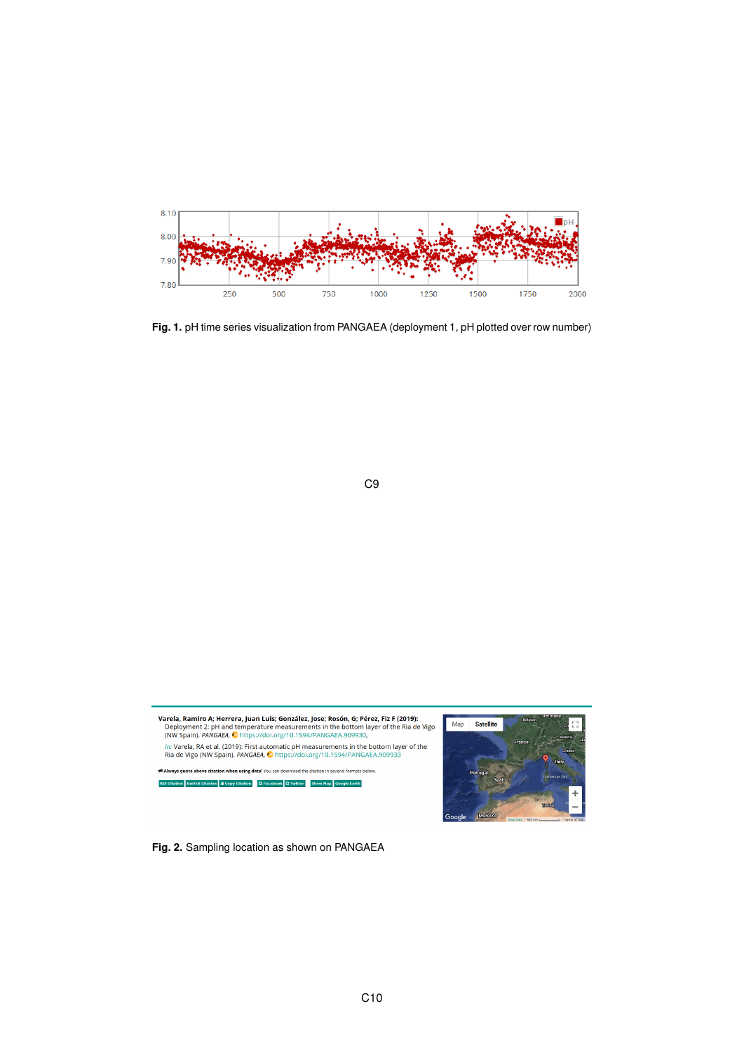8.10
8.00
7.90
7.80
250
500
750
1000
1250
1500
1750
2000
pH

**Fig. 1.** pH time series visualization from PANGAEA (deployment 1, pH plotted over row number)

**Varela, Ramiro A; Herrera, Juan Luis; González, Jose; Rosón, G; Pérez, Fiz F (2019):** Deployment 2: pH and temperature measurements in the bottom layer of the Ria de Vigo (NW Spain). *PANGAEA*, https://doi.org/10.1594/PANGAEA.909930,

*In:* Varela, RA et al. (2019): First automatic pH measurements in the bottom layer of the Ria de Vigo (NW Spain). *PANGAEA*, https://doi.org/10.1594/PANGAEA.909933

**Always quote above citation when using data!** You can download the citation in several formats below.

RIS Citation | BibTeX Citation | Copy Citation | Facebook | Twitter | Show Map | Google Earth

Map | Satellite

**Fig. 2.** Sampling location as shown on PANGAEA